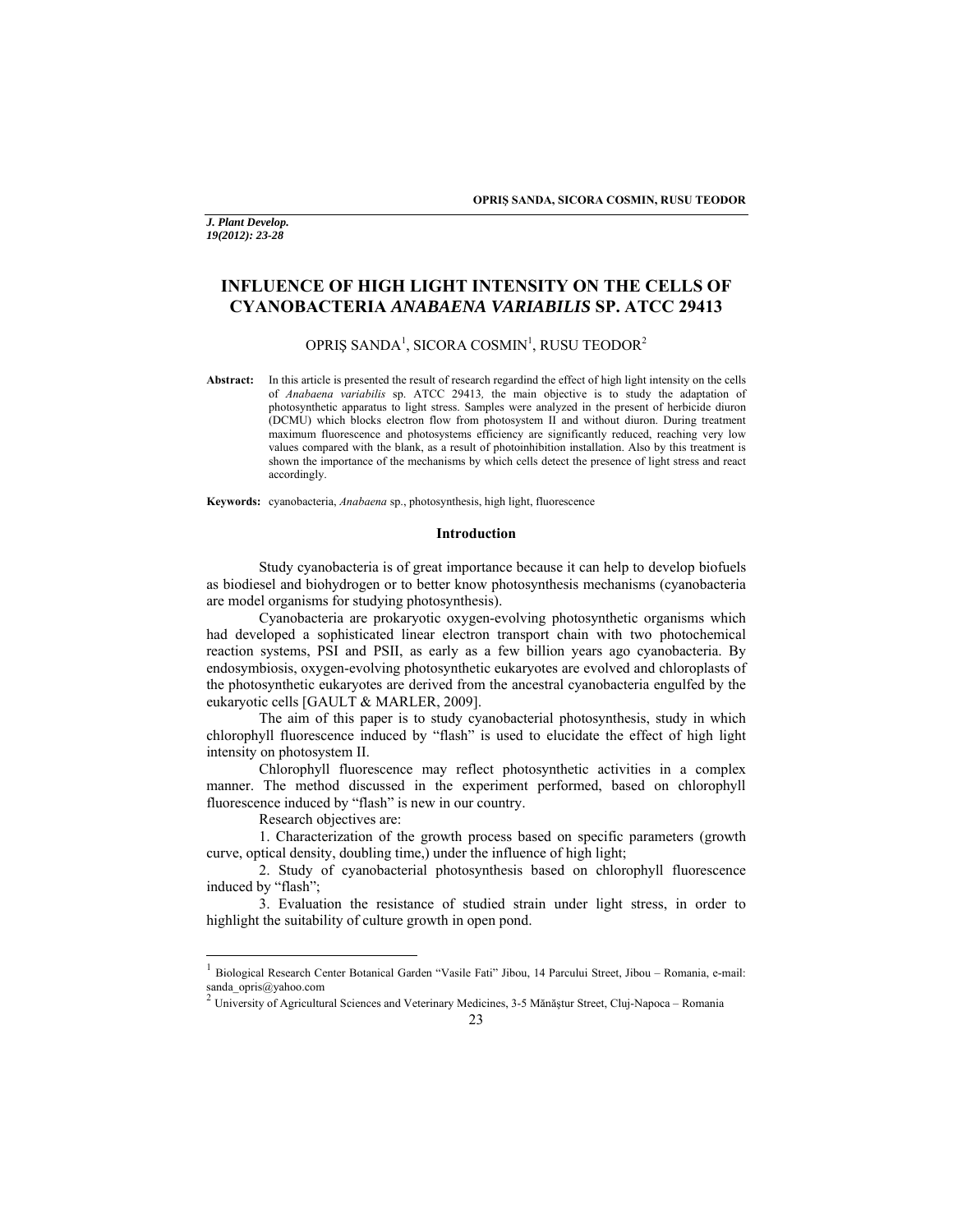# INFLUENCE OF HIGH LIGHT INTENSITY ON THE CELLS OF CYANOBACTERIA *ANABAENA VARIABILIS* SP. ATCC 29413

OPRIŞ SANDA[1], SICORA COSMIN[1], RUSU TEODOR[2]

**Abstract:** In this article is presented the result of research regardind the effect of high light intensity on the cells of *Anabaena variabilis* sp. ATCC 29413*,* the main objective is to study the adaptation of photosynthetic apparatus to light stress. Samples were analyzed in the present of herbicide diuron (DCMU) which blocks electron flow from photosystem II and without diuron. During treatment maximum fluorescence and photosystems efficiency are significantly reduced, reaching very low values compared with the blank, as a result of photoinhibition installation. Also by this treatment is shown the importance of the mechanisms by which cells detect the presence of light stress and react accordingly.

**Keywords:** cyanobacteria, *Anabaena* sp., photosynthesis, high light, fluorescence

## Introduction

Study cyanobacteria is of great importance because it can help to develop biofuels as biodiesel and biohydrogen or to better know photosynthesis mechanisms (cyanobacteria are model organisms for studying photosynthesis).

Cyanobacteria are prokaryotic oxygen-evolving photosynthetic organisms which had developed a sophisticated linear electron transport chain with two photochemical reaction systems, PSI and PSII, as early as a few billion years ago cyanobacteria. By endosymbiosis, oxygen-evolving photosynthetic eukaryotes are evolved and chloroplasts of the photosynthetic eukaryotes are derived from the ancestral cyanobacteria engulfed by the eukaryotic cells [GAULT & MARLER, 2009].

The aim of this paper is to study cyanobacterial photosynthesis, study in which chlorophyll fluorescence induced by "flash" is used to elucidate the effect of high light intensity on photosystem II.

Chlorophyll fluorescence may reflect photosynthetic activities in a complex manner. The method discussed in the experiment performed, based on chlorophyll fluorescence induced by "flash" is new in our country.

Research objectives are:

1. Characterization of the growth process based on specific parameters (growth curve, optical density, doubling time,) under the influence of high light;

2. Study of cyanobacterial photosynthesis based on chlorophyll fluorescence induced by "flash";

3. Evaluation the resistance of studied strain under light stress, in order to highlight the suitability of culture growth in open pond.

[1] Biological Research Center Botanical Garden "Vasile Fati" Jibou, 14 Parcului Street, Jibou – Romania, e-mail: sanda_opris@yahoo.com

[2] University of Agricultural Sciences and Veterinary Medicines, 3-5 Mănăştur Street, Cluj-Napoca – Romania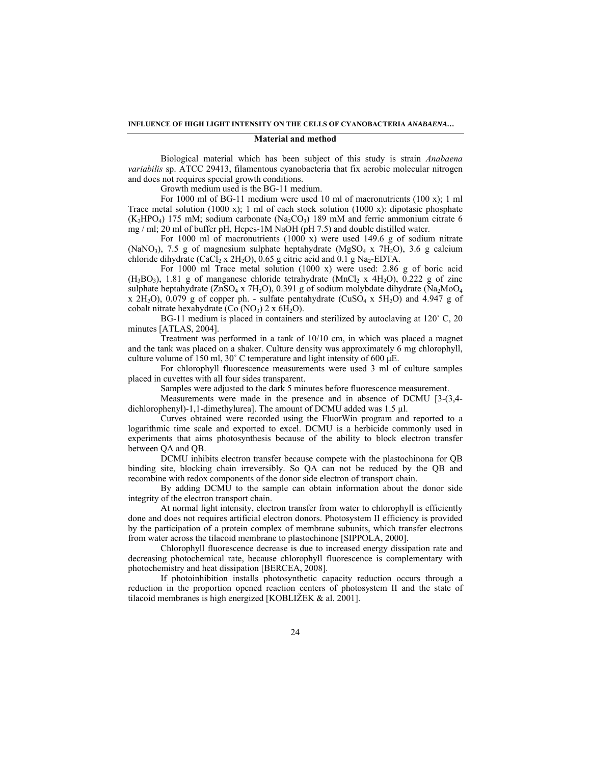## Material and method

Biological material which has been subject of this study is strain *Anabaena variabilis* sp. ATCC 29413, filamentous cyanobacteria that fix aerobic molecular nitrogen and does not requires special growth conditions.

Growth medium used is the BG-11 medium.

For 1000 ml of BG-11 medium were used 10 ml of macronutrients (100 x); 1 ml Trace metal solution (1000 x); 1 ml of each stock solution (1000 x): dipotasic phosphate ($K_2HPO_4$) 175 mM; sodium carbonate ($Na_2CO_3$) 189 mM and ferric ammonium citrate 6 mg / ml; 20 ml of buffer pH, Hepes-1M NaOH (pH 7.5) and double distilled water.

For 1000 ml of macronutrients (1000 x) were used 149.6 g of sodium nitrate ($NaNO_3$), 7.5 g of magnesium sulphate heptahydrate ($MgSO_4$ x $7H_2O$), 3.6 g calcium chloride dihydrate ($CaCl_2$ x $2H_2O$), 0.65 g citric acid and 0.1 g $Na_2$-EDTA.

For 1000 ml Trace metal solution (1000 x) were used: 2.86 g of boric acid ($H_3BO_3$), 1.81 g of manganese chloride tetrahydrate ($MnCl_2$ x $4H_2O$), 0.222 g of zinc sulphate heptahydrate ($ZnSO_4$ x $7H_2O$), 0.391 g of sodium molybdate dihydrate ($Na_2MoO_4$ x $2H_2O$), 0.079 g of copper ph. - sulfate pentahydrate ($CuSO_4$ x $5H_2O$) and 4.947 g of cobalt nitrate hexahydrate (Co $(NO_3)$ 2 x $6H_2O$).

BG-11 medium is placed in containers and sterilized by autoclaving at 120˚ C, 20 minutes [ATLAS, 2004].

Treatment was performed in a tank of 10/10 cm, in which was placed a magnet and the tank was placed on a shaker. Culture density was approximately 6 mg chlorophyll, culture volume of 150 ml, 30˚ C temperature and light intensity of 600 μE.

For chlorophyll fluorescence measurements were used 3 ml of culture samples placed in cuvettes with all four sides transparent.

Samples were adjusted to the dark 5 minutes before fluorescence measurement.

Measurements were made in the presence and in absence of DCMU [3-(3,4-dichlorophenyl)-1,1-dimethylurea]. The amount of DCMU added was 1.5 μl.

Curves obtained were recorded using the FluorWin program and reported to a logarithmic time scale and exported to excel. DCMU is a herbicide commonly used in experiments that aims photosynthesis because of the ability to block electron transfer between QA and QB.

DCMU inhibits electron transfer because compete with the plastochinona for QB binding site, blocking chain irreversibly. So QA can not be reduced by the QB and recombine with redox components of the donor side electron of transport chain.

By adding DCMU to the sample can obtain information about the donor side integrity of the electron transport chain.

At normal light intensity, electron transfer from water to chlorophyll is efficiently done and does not requires artificial electron donors. Photosystem II efficiency is provided by the participation of a protein complex of membrane subunits, which transfer electrons from water across the tilacoid membrane to plastochinone [SIPPOLA, 2000].

Chlorophyll fluorescence decrease is due to increased energy dissipation rate and decreasing photochemical rate, because chlorophyll fluorescence is complementary with photochemistry and heat dissipation [BERCEA, 2008].

If photoinhibition installs photosynthetic capacity reduction occurs through a reduction in the proportion opened reaction centers of photosystem II and the state of tilacoid membranes is high energized [KOBLIŽEK & al. 2001].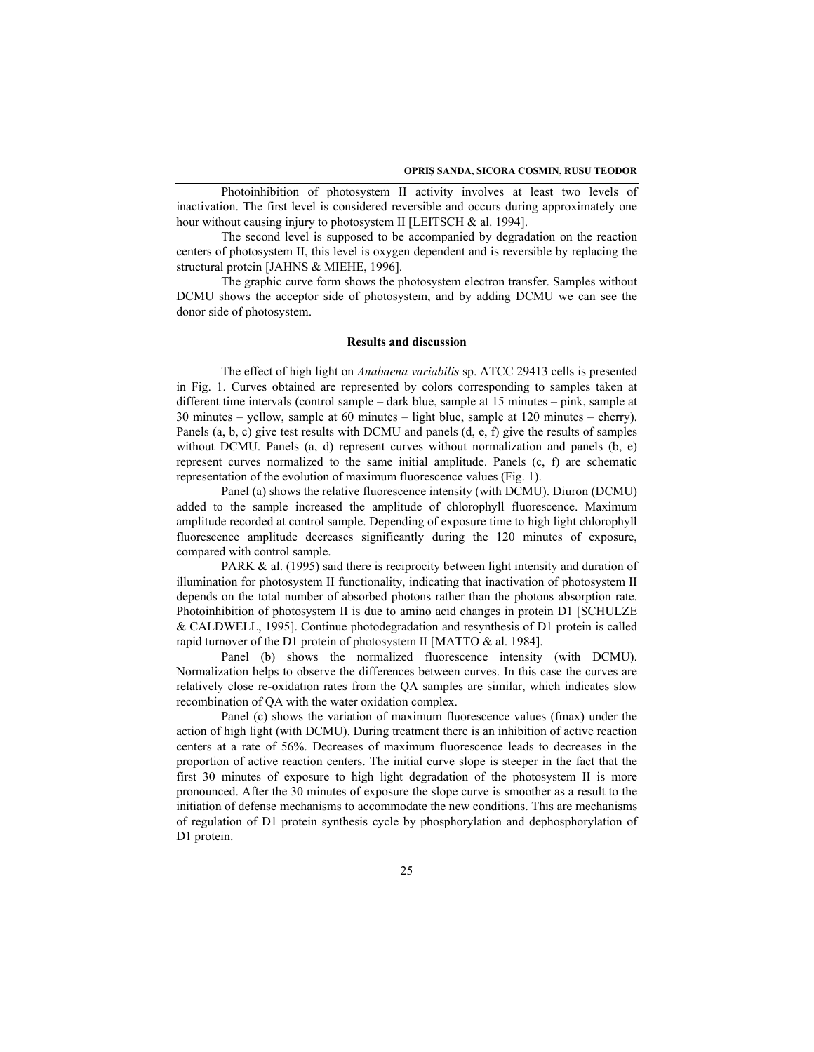Photoinhibition of photosystem II activity involves at least two levels of inactivation. The first level is considered reversible and occurs during approximately one hour without causing injury to photosystem II [LEITSCH & al. 1994].

The second level is supposed to be accompanied by degradation on the reaction centers of photosystem II, this level is oxygen dependent and is reversible by replacing the structural protein [JAHNS & MIEHE, 1996].

The graphic curve form shows the photosystem electron transfer. Samples without DCMU shows the acceptor side of photosystem, and by adding DCMU we can see the donor side of photosystem.

## Results and discussion

The effect of high light on *Anabaena variabilis* sp. ATCC 29413 cells is presented in Fig. 1. Curves obtained are represented by colors corresponding to samples taken at different time intervals (control sample – dark blue, sample at 15 minutes – pink, sample at 30 minutes – yellow, sample at 60 minutes – light blue, sample at 120 minutes – cherry). Panels (a, b, c) give test results with DCMU and panels (d, e, f) give the results of samples without DCMU. Panels (a, d) represent curves without normalization and panels (b, e) represent curves normalized to the same initial amplitude. Panels (c, f) are schematic representation of the evolution of maximum fluorescence values (Fig. 1).

Panel (a) shows the relative fluorescence intensity (with DCMU). Diuron (DCMU) added to the sample increased the amplitude of chlorophyll fluorescence. Maximum amplitude recorded at control sample. Depending of exposure time to high light chlorophyll fluorescence amplitude decreases significantly during the 120 minutes of exposure, compared with control sample.

PARK & al. (1995) said there is reciprocity between light intensity and duration of illumination for photosystem II functionality, indicating that inactivation of photosystem II depends on the total number of absorbed photons rather than the photons absorption rate. Photoinhibition of photosystem II is due to amino acid changes in protein D1 [SCHULZE & CALDWELL, 1995]. Continue photodegradation and resynthesis of D1 protein is called rapid turnover of the D1 protein of photosystem II [MATTO & al. 1984].

Panel (b) shows the normalized fluorescence intensity (with DCMU). Normalization helps to observe the differences between curves. In this case the curves are relatively close re-oxidation rates from the QA samples are similar, which indicates slow recombination of QA with the water oxidation complex.

Panel (c) shows the variation of maximum fluorescence values (fmax) under the action of high light (with DCMU). During treatment there is an inhibition of active reaction centers at a rate of 56%. Decreases of maximum fluorescence leads to decreases in the proportion of active reaction centers. The initial curve slope is steeper in the fact that the first 30 minutes of exposure to high light degradation of the photosystem II is more pronounced. After the 30 minutes of exposure the slope curve is smoother as a result to the initiation of defense mechanisms to accommodate the new conditions. This are mechanisms of regulation of D1 protein synthesis cycle by phosphorylation and dephosphorylation of D1 protein.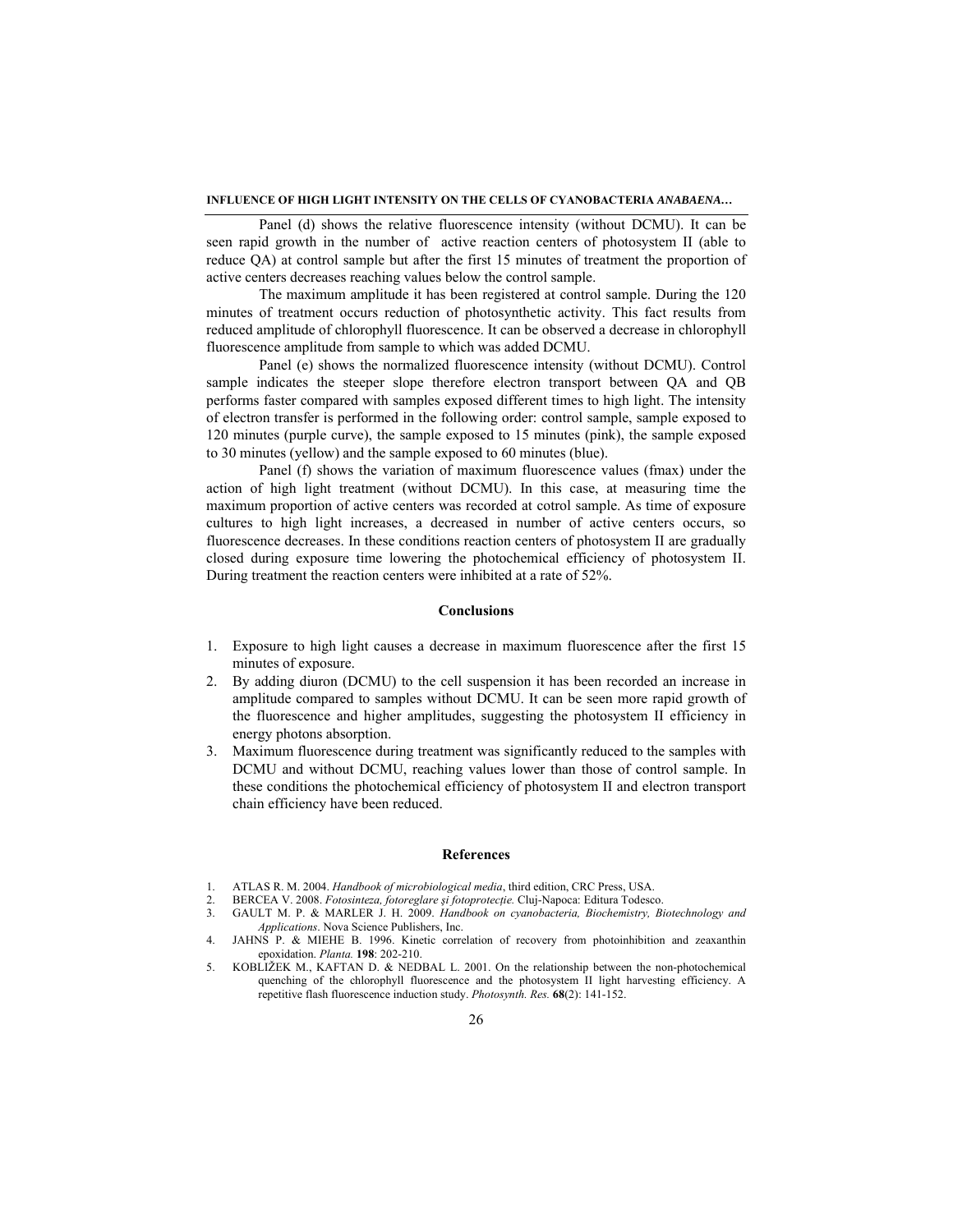Panel (d) shows the relative fluorescence intensity (without DCMU). It can be seen rapid growth in the number of  active reaction centers of photosystem II (able to reduce QA) at control sample but after the first 15 minutes of treatment the proportion of active centers decreases reaching values below the control sample.

The maximum amplitude it has been registered at control sample. During the 120 minutes of treatment occurs reduction of photosynthetic activity. This fact results from reduced amplitude of chlorophyll fluorescence. It can be observed a decrease in chlorophyll fluorescence amplitude from sample to which was added DCMU.

Panel (e) shows the normalized fluorescence intensity (without DCMU). Control sample indicates the steeper slope therefore electron transport between QA and QB performs faster compared with samples exposed different times to high light. The intensity of electron transfer is performed in the following order: control sample, sample exposed to 120 minutes (purple curve), the sample exposed to 15 minutes (pink), the sample exposed to 30 minutes (yellow) and the sample exposed to 60 minutes (blue).

Panel (f) shows the variation of maximum fluorescence values (fmax) under the action of high light treatment (without DCMU). In this case, at measuring time the maximum proportion of active centers was recorded at cotrol sample. As time of exposure cultures to high light increases, a decreased in number of active centers occurs, so fluorescence decreases. In these conditions reaction centers of photosystem II are gradually closed during exposure time lowering the photochemical efficiency of photosystem II. During treatment the reaction centers were inhibited at a rate of 52%.

## Conclusions

1. Exposure to high light causes a decrease in maximum fluorescence after the first 15 minutes of exposure.
2. By adding diuron (DCMU) to the cell suspension it has been recorded an increase in amplitude compared to samples without DCMU. It can be seen more rapid growth of the fluorescence and higher amplitudes, suggesting the photosystem II efficiency in energy photons absorption.
3. Maximum fluorescence during treatment was significantly reduced to the samples with DCMU and without DCMU, reaching values lower than those of control sample. In these conditions the photochemical efficiency of photosystem II and electron transport chain efficiency have been reduced.

## References

1. ATLAS R. M. 2004. *Handbook of microbiological media*, third edition, CRC Press, USA.
2. BERCEA V. 2008. *Fotosinteza, fotoreglare şi fotoprotecţie.* Cluj-Napoca: Editura Todesco.
3. GAULT M. P. & MARLER J. H. 2009. *Handbook on cyanobacteria, Biochemistry, Biotechnology and Applications*. Nova Science Publishers, Inc.
4. JAHNS P. & MIEHE B. 1996. Kinetic correlation of recovery from photoinhibition and zeaxanthin epoxidation. *Planta.* **198**: 202-210.
5. KOBLÍŽEK M., KAFTAN D. & NEDBAL L. 2001. On the relationship between the non-photochemical quenching of the chlorophyll fluorescence and the photosystem II light harvesting efficiency. A repetitive flash fluorescence induction study. *Photosynth. Res.* **68**(2): 141-152.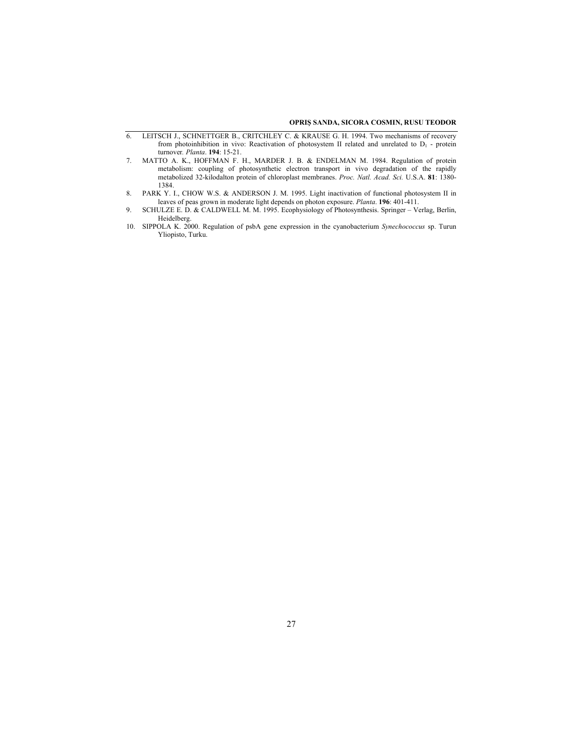6. LEITSCH J., SCHNETTGER B., CRITCHLEY C. & KRAUSE G. H. 1994. Two mechanisms of recovery from photoinhibition in vivo: Reactivation of photosystem II related and unrelated to $D_1$ - protein turnover. *Planta*. **194**: 15-21.
7. MATTO A. K., HOFFMAN F. H., MARDER J. B. & ENDELMAN M. 1984. Regulation of protein metabolism: coupling of photosynthetic electron transport in vivo degradation of the rapidly metabolized 32-kilodalton protein of chloroplast membranes. *Proc. Natl. Acad. Sci.* U.S.A. **81**: 1380-1384.
8. PARK Y. I., CHOW W.S. & ANDERSON J. M. 1995. Light inactivation of functional photosystem II in leaves of peas grown in moderate light depends on photon exposure. *Planta*. **196**: 401-411.
9. SCHULZE E. D. & CALDWELL M. M. 1995. Ecophysiology of Photosynthesis. Springer – Verlag, Berlin, Heidelberg.
10. SIPPOLA K. 2000. Regulation of psbA gene expression in the cyanobacterium *Synechococcus* sp. Turun Yliopisto, Turku.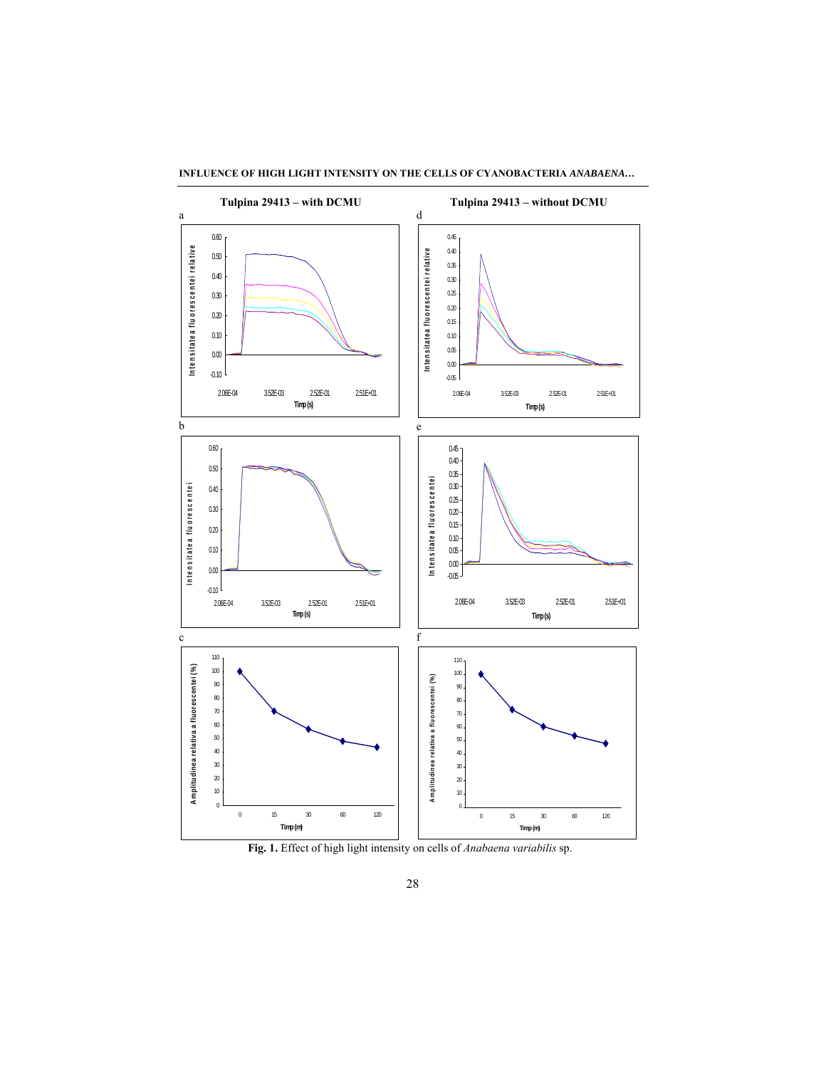Tulpina 29413 – with DCMU

Tulpina 29413 – without DCMU

a

Intensitatea fluorescentei relative

0.60
0.50
0.40
0.30
0.20
0.10
0.00
-0.10

2.06E-04 3.52E-03 2.52E-01 2.51E+01

Timp (s)

d

Intensitatea fluorescentei relative

0.45
0.40
0.35
0.30
0.25
0.20
0.15
0.10
0.05
0.00
-0.05

2.06E-04 3.52E-03 2.52E-01 2.51E+01

Timp (s)

b

Intensitatea fluorescentei

0.60
0.50
0.40
0.30
0.20
0.10
0.00
-0.10

2.06E-04 3.52E-03 2.52E-01 2.51E+01

Timp (s)

e

Intensitatea fluorescentei

0.45
0.40
0.35
0.30
0.25
0.20
0.15
0.10
0.05
0.00
-0.05

2.06E-04 3.52E-03 2.52E-01 2.51E+01

Timp (s)

c

Amplitudinea relativa a fluorescentei (%)

110
100
90
80
70
60
50
40
30
20
10
0

0 15 30 60 120

Timp (m)

f

Amplitudinea relativa a fluorescentei (%)

110
100
90
80
70
60
50
40
30
20
10
0

0 15 30 60 120

Timp (m)

**Fig. 1.** Effect of high light intensity on cells of *Anabaena variabilis* sp.